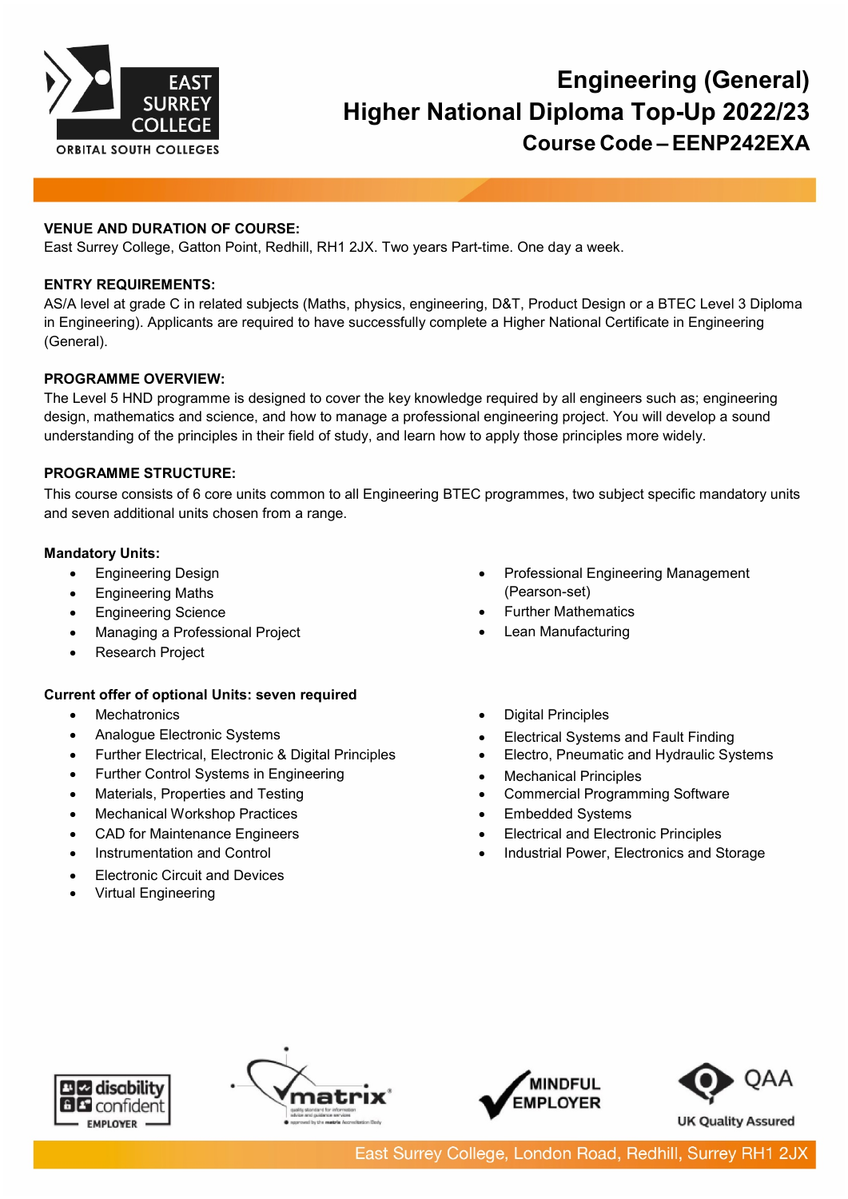# Engineering (General)
# Higher National Diploma Top-Up 2022/23
## Course Code – EENP242EXA

**VENUE AND DURATION OF COURSE:**
East Surrey College, Gatton Point, Redhill, RH1 2JX. Two years Part-time. One day a week.

**ENTRY REQUIREMENTS:**
AS/A level at grade C in related subjects (Maths, physics, engineering, D&T, Product Design or a BTEC Level 3 Diploma in Engineering). Applicants are required to have successfully complete a Higher National Certificate in Engineering (General).

**PROGRAMME OVERVIEW:**
The Level 5 HND programme is designed to cover the key knowledge required by all engineers such as; engineering design, mathematics and science, and how to manage a professional engineering project. You will develop a sound understanding of the principles in their field of study, and learn how to apply those principles more widely.

**PROGRAMME STRUCTURE:**
This course consists of 6 core units common to all Engineering BTEC programmes, two subject specific mandatory units and seven additional units chosen from a range.

**Mandatory Units:**

- Engineering Design
- Engineering Maths
- Engineering Science
- Managing a Professional Project
- Research Project
- Professional Engineering Management (Pearson-set)
- Further Mathematics
- Lean Manufacturing

**Current offer of optional Units: seven required**

- Mechatronics
- Analogue Electronic Systems
- Further Electrical, Electronic & Digital Principles
- Further Control Systems in Engineering
- Materials, Properties and Testing
- Mechanical Workshop Practices
- CAD for Maintenance Engineers
- Instrumentation and Control
- Electronic Circuit and Devices
- Virtual Engineering
- Digital Principles
- Electrical Systems and Fault Finding
- Electro, Pneumatic and Hydraulic Systems
- Mechanical Principles
- Commercial Programming Software
- Embedded Systems
- Electrical and Electronic Principles
- Industrial Power, Electronics and Storage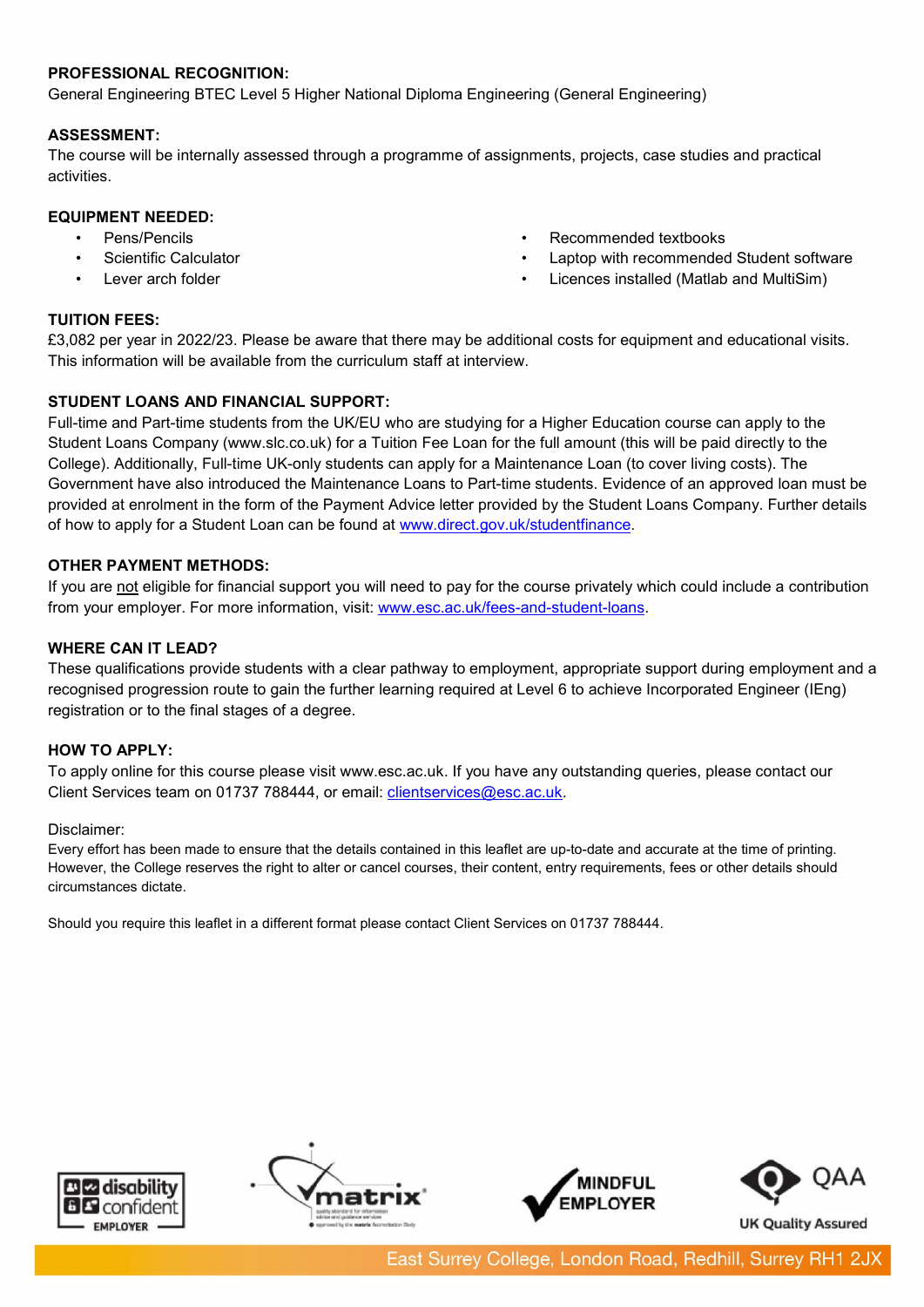**PROFESSIONAL RECOGNITION:**
General Engineering BTEC Level 5 Higher National Diploma Engineering (General Engineering)

**ASSESSMENT:**
The course will be internally assessed through a programme of assignments, projects, case studies and practical activities.

**EQUIPMENT NEEDED:**

- Pens/Pencils
- Scientific Calculator
- Lever arch folder
- Recommended textbooks
- Laptop with recommended Student software
- Licences installed (Matlab and MultiSim)

**TUITION FEES:**
£3,082 per year in 2022/23. Please be aware that there may be additional costs for equipment and educational visits. This information will be available from the curriculum staff at interview.

**STUDENT LOANS AND FINANCIAL SUPPORT:**
Full-time and Part-time students from the UK/EU who are studying for a Higher Education course can apply to the Student Loans Company (www.slc.co.uk) for a Tuition Fee Loan for the full amount (this will be paid directly to the College). Additionally, Full-time UK-only students can apply for a Maintenance Loan (to cover living costs). The Government have also introduced the Maintenance Loans to Part-time students. Evidence of an approved loan must be provided at enrolment in the form of the Payment Advice letter provided by the Student Loans Company. Further details of how to apply for a Student Loan can be found at www.direct.gov.uk/studentfinance.

**OTHER PAYMENT METHODS:**
If you are not eligible for financial support you will need to pay for the course privately which could include a contribution from your employer. For more information, visit: www.esc.ac.uk/fees-and-student-loans.

**WHERE CAN IT LEAD?**
These qualifications provide students with a clear pathway to employment, appropriate support during employment and a recognised progression route to gain the further learning required at Level 6 to achieve Incorporated Engineer (IEng) registration or to the final stages of a degree.

**HOW TO APPLY:**
To apply online for this course please visit www.esc.ac.uk. If you have any outstanding queries, please contact our Client Services team on 01737 788444, or email: clientservices@esc.ac.uk.

Disclaimer:
Every effort has been made to ensure that the details contained in this leaflet are up-to-date and accurate at the time of printing. However, the College reserves the right to alter or cancel courses, their content, entry requirements, fees or other details should circumstances dictate.

Should you require this leaflet in a different format please contact Client Services on 01737 788444.

disability confident EMPLOYER

matrix

MINDFUL EMPLOYER

QAA UK Quality Assured

East Surrey College, London Road, Redhill, Surrey RH1 2JX